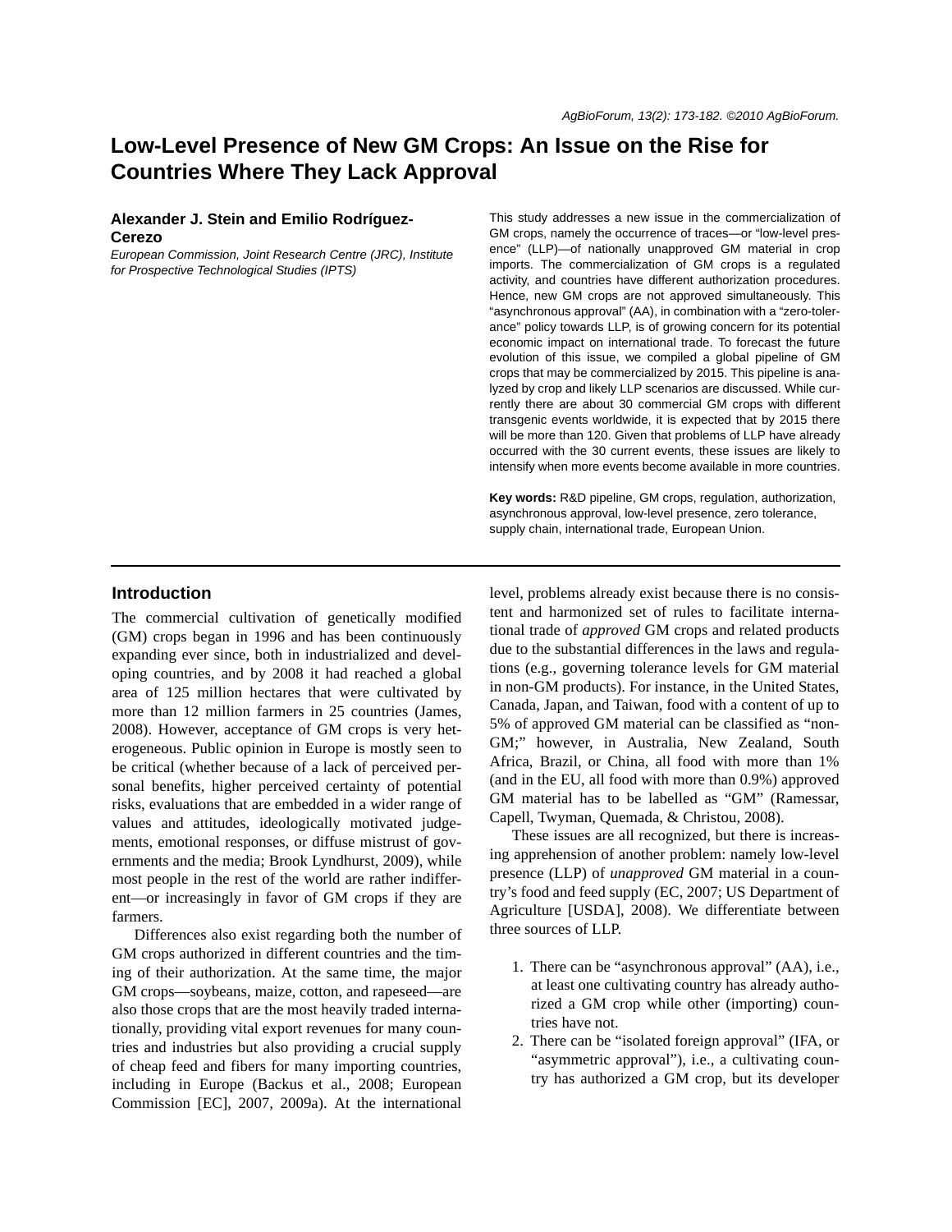# Low-Level Presence of New GM Crops: An Issue on the Rise for Countries Where They Lack Approval

**Alexander J. Stein and Emilio Rodríguez-Cerezo**

*European Commission, Joint Research Centre (JRC), Institute for Prospective Technological Studies (IPTS)*

This study addresses a new issue in the commercialization of GM crops, namely the occurrence of traces—or "low-level presence" (LLP)—of nationally unapproved GM material in crop imports. The commercialization of GM crops is a regulated activity, and countries have different authorization procedures. Hence, new GM crops are not approved simultaneously. This "asynchronous approval" (AA), in combination with a "zero-tolerance" policy towards LLP, is of growing concern for its potential economic impact on international trade. To forecast the future evolution of this issue, we compiled a global pipeline of GM crops that may be commercialized by 2015. This pipeline is analyzed by crop and likely LLP scenarios are discussed. While currently there are about 30 commercial GM crops with different transgenic events worldwide, it is expected that by 2015 there will be more than 120. Given that problems of LLP have already occurred with the 30 current events, these issues are likely to intensify when more events become available in more countries.

**Key words:** R&D pipeline, GM crops, regulation, authorization, asynchronous approval, low-level presence, zero tolerance, supply chain, international trade, European Union.

## Introduction

The commercial cultivation of genetically modified (GM) crops began in 1996 and has been continuously expanding ever since, both in industrialized and developing countries, and by 2008 it had reached a global area of 125 million hectares that were cultivated by more than 12 million farmers in 25 countries (James, 2008). However, acceptance of GM crops is very heterogeneous. Public opinion in Europe is mostly seen to be critical (whether because of a lack of perceived personal benefits, higher perceived certainty of potential risks, evaluations that are embedded in a wider range of values and attitudes, ideologically motivated judgements, emotional responses, or diffuse mistrust of governments and the media; Brook Lyndhurst, 2009), while most people in the rest of the world are rather indifferent—or increasingly in favor of GM crops if they are farmers.

Differences also exist regarding both the number of GM crops authorized in different countries and the timing of their authorization. At the same time, the major GM crops—soybeans, maize, cotton, and rapeseed—are also those crops that are the most heavily traded internationally, providing vital export revenues for many countries and industries but also providing a crucial supply of cheap feed and fibers for many importing countries, including in Europe (Backus et al., 2008; European Commission [EC], 2007, 2009a). At the international level, problems already exist because there is no consistent and harmonized set of rules to facilitate international trade of *approved* GM crops and related products due to the substantial differences in the laws and regulations (e.g., governing tolerance levels for GM material in non-GM products). For instance, in the United States, Canada, Japan, and Taiwan, food with a content of up to 5% of approved GM material can be classified as "non-GM;" however, in Australia, New Zealand, South Africa, Brazil, or China, all food with more than 1% (and in the EU, all food with more than 0.9%) approved GM material has to be labelled as "GM" (Ramessar, Capell, Twyman, Quemada, & Christou, 2008).

These issues are all recognized, but there is increasing apprehension of another problem: namely low-level presence (LLP) of *unapproved* GM material in a country's food and feed supply (EC, 2007; US Department of Agriculture [USDA], 2008). We differentiate between three sources of LLP.

1. There can be "asynchronous approval" (AA), i.e., at least one cultivating country has already authorized a GM crop while other (importing) countries have not.
2. There can be "isolated foreign approval" (IFA, or "asymmetric approval"), i.e., a cultivating country has authorized a GM crop, but its developer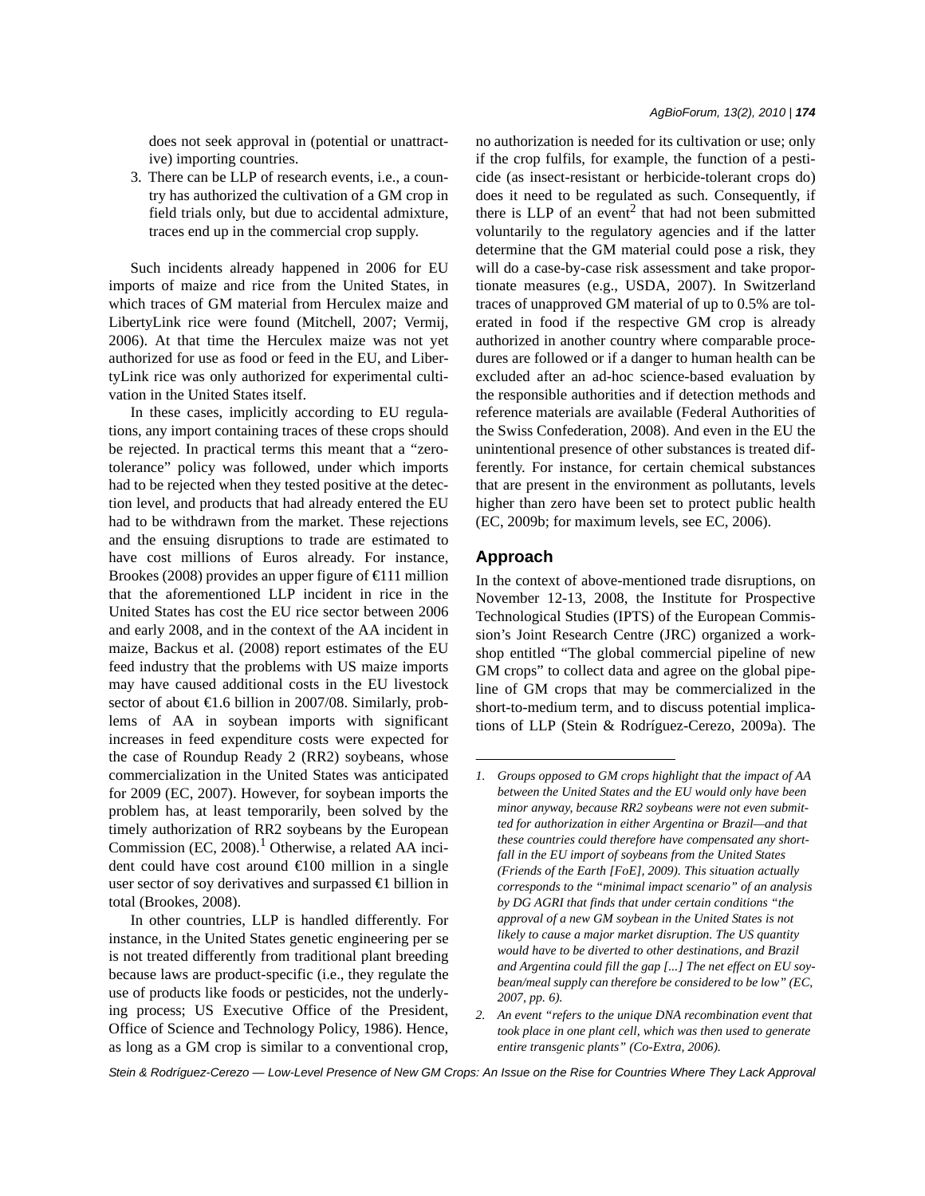does not seek approval in (potential or unattractive) importing countries.

3. There can be LLP of research events, i.e., a country has authorized the cultivation of a GM crop in field trials only, but due to accidental admixture, traces end up in the commercial crop supply.

Such incidents already happened in 2006 for EU imports of maize and rice from the United States, in which traces of GM material from Herculex maize and LibertyLink rice were found (Mitchell, 2007; Vermij, 2006). At that time the Herculex maize was not yet authorized for use as food or feed in the EU, and LibertyLink rice was only authorized for experimental cultivation in the United States itself.

In these cases, implicitly according to EU regulations, any import containing traces of these crops should be rejected. In practical terms this meant that a "zero-tolerance" policy was followed, under which imports had to be rejected when they tested positive at the detection level, and products that had already entered the EU had to be withdrawn from the market. These rejections and the ensuing disruptions to trade are estimated to have cost millions of Euros already. For instance, Brookes (2008) provides an upper figure of €111 million that the aforementioned LLP incident in rice in the United States has cost the EU rice sector between 2006 and early 2008, and in the context of the AA incident in maize, Backus et al. (2008) report estimates of the EU feed industry that the problems with US maize imports may have caused additional costs in the EU livestock sector of about €1.6 billion in 2007/08. Similarly, problems of AA in soybean imports with significant increases in feed expenditure costs were expected for the case of Roundup Ready 2 (RR2) soybeans, whose commercialization in the United States was anticipated for 2009 (EC, 2007). However, for soybean imports the problem has, at least temporarily, been solved by the timely authorization of RR2 soybeans by the European Commission (EC, 2008).[1] Otherwise, a related AA incident could have cost around €100 million in a single user sector of soy derivatives and surpassed €1 billion in total (Brookes, 2008).

In other countries, LLP is handled differently. For instance, in the United States genetic engineering per se is not treated differently from traditional plant breeding because laws are product-specific (i.e., they regulate the use of products like foods or pesticides, not the underlying process; US Executive Office of the President, Office of Science and Technology Policy, 1986). Hence, as long as a GM crop is similar to a conventional crop, no authorization is needed for its cultivation or use; only if the crop fulfils, for example, the function of a pesticide (as insect-resistant or herbicide-tolerant crops do) does it need to be regulated as such. Consequently, if there is LLP of an event[2] that had not been submitted voluntarily to the regulatory agencies and if the latter determine that the GM material could pose a risk, they will do a case-by-case risk assessment and take proportionate measures (e.g., USDA, 2007). In Switzerland traces of unapproved GM material of up to 0.5% are tolerated in food if the respective GM crop is already authorized in another country where comparable procedures are followed or if a danger to human health can be excluded after an ad-hoc science-based evaluation by the responsible authorities and if detection methods and reference materials are available (Federal Authorities of the Swiss Confederation, 2008). And even in the EU the unintentional presence of other substances is treated differently. For instance, for certain chemical substances that are present in the environment as pollutants, levels higher than zero have been set to protect public health (EC, 2009b; for maximum levels, see EC, 2006).

## Approach

In the context of above-mentioned trade disruptions, on November 12-13, 2008, the Institute for Prospective Technological Studies (IPTS) of the European Commission's Joint Research Centre (JRC) organized a workshop entitled "The global commercial pipeline of new GM crops" to collect data and agree on the global pipeline of GM crops that may be commercialized in the short-to-medium term, and to discuss potential implications of LLP (Stein & Rodríguez-Cerezo, 2009a). The

---

*1. Groups opposed to GM crops highlight that the impact of AA between the United States and the EU would only have been minor anyway, because RR2 soybeans were not even submitted for authorization in either Argentina or Brazil—and that these countries could therefore have compensated any shortfall in the EU import of soybeans from the United States (Friends of the Earth [FoE], 2009). This situation actually corresponds to the "minimal impact scenario" of an analysis by DG AGRI that finds that under certain conditions "the approval of a new GM soybean in the United States is not likely to cause a major market disruption. The US quantity would have to be diverted to other destinations, and Brazil and Argentina could fill the gap [...] The net effect on EU soybean/meal supply can therefore be considered to be low" (EC, 2007, pp. 6).*

*2. An event "refers to the unique DNA recombination event that took place in one plant cell, which was then used to generate entire transgenic plants" (Co-Extra, 2006).*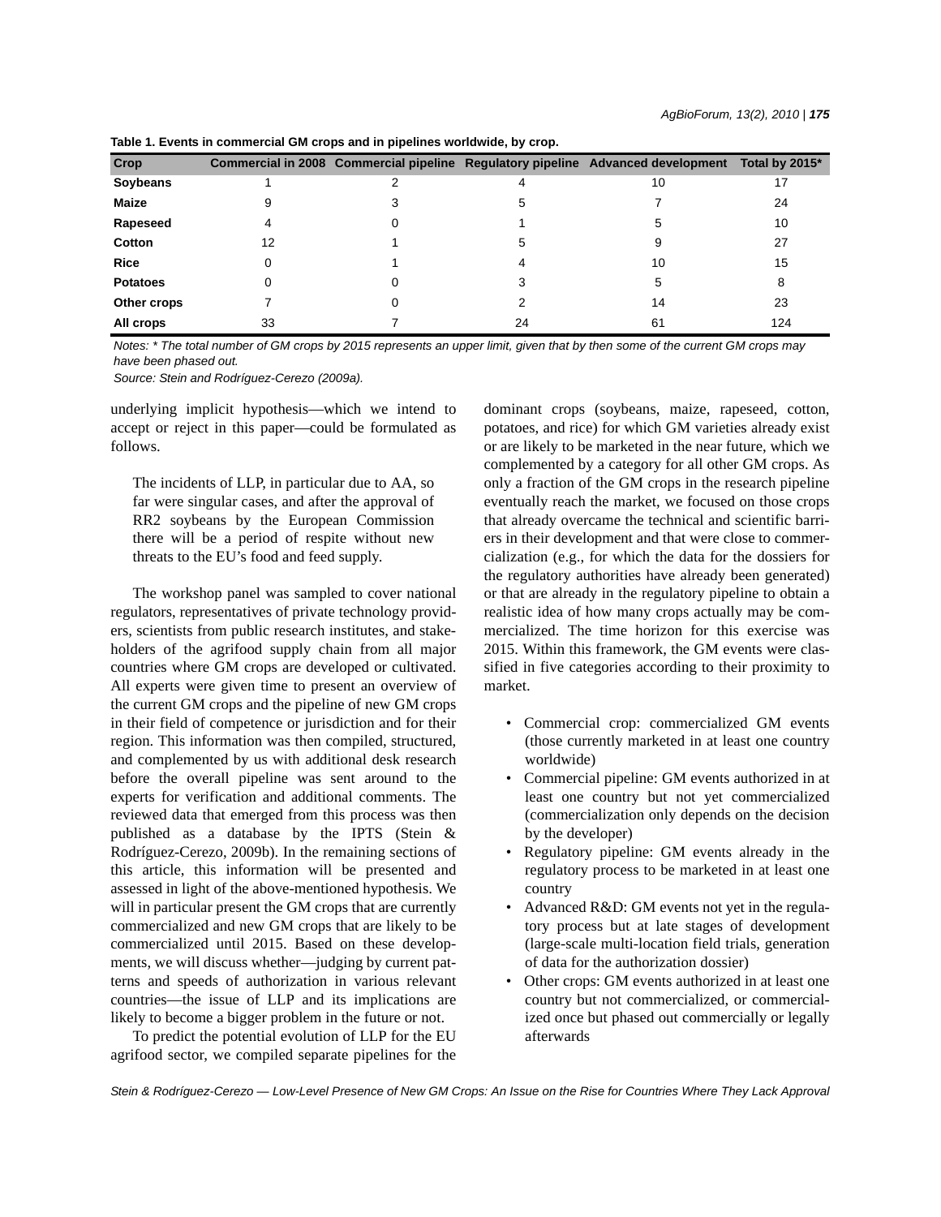**Table 1. Events in commercial GM crops and in pipelines worldwide, by crop.**

| Crop | Commercial in 2008 | Commercial pipeline | Regulatory pipeline | Advanced development | Total by 2015* |
|---|---|---|---|---|---|
| **Soybeans** | 1 | 2 | 4 | 10 | 17 |
| **Maize** | 9 | 3 | 5 | 7 | 24 |
| **Rapeseed** | 4 | 0 | 1 | 5 | 10 |
| **Cotton** | 12 | 1 | 5 | 9 | 27 |
| **Rice** | 0 | 1 | 4 | 10 | 15 |
| **Potatoes** | 0 | 0 | 3 | 5 | 8 |
| **Other crops** | 7 | 0 | 2 | 14 | 23 |
| **All crops** | 33 | 7 | 24 | 61 | 124 |

*Notes: * The total number of GM crops by 2015 represents an upper limit, given that by then some of the current GM crops may have been phased out.*

*Source: Stein and Rodríguez-Cerezo (2009a).*

underlying implicit hypothesis—which we intend to accept or reject in this paper—could be formulated as follows.

> The incidents of LLP, in particular due to AA, so far were singular cases, and after the approval of RR2 soybeans by the European Commission there will be a period of respite without new threats to the EU's food and feed supply.

The workshop panel was sampled to cover national regulators, representatives of private technology providers, scientists from public research institutes, and stakeholders of the agrifood supply chain from all major countries where GM crops are developed or cultivated. All experts were given time to present an overview of the current GM crops and the pipeline of new GM crops in their field of competence or jurisdiction and for their region. This information was then compiled, structured, and complemented by us with additional desk research before the overall pipeline was sent around to the experts for verification and additional comments. The reviewed data that emerged from this process was then published as a database by the IPTS (Stein & Rodríguez-Cerezo, 2009b). In the remaining sections of this article, this information will be presented and assessed in light of the above-mentioned hypothesis. We will in particular present the GM crops that are currently commercialized and new GM crops that are likely to be commercialized until 2015. Based on these developments, we will discuss whether—judging by current patterns and speeds of authorization in various relevant countries—the issue of LLP and its implications are likely to become a bigger problem in the future or not.

To predict the potential evolution of LLP for the EU agrifood sector, we compiled separate pipelines for the dominant crops (soybeans, maize, rapeseed, cotton, potatoes, and rice) for which GM varieties already exist or are likely to be marketed in the near future, which we complemented by a category for all other GM crops. As only a fraction of the GM crops in the research pipeline eventually reach the market, we focused on those crops that already overcame the technical and scientific barriers in their development and that were close to commercialization (e.g., for which the data for the dossiers for the regulatory authorities have already been generated) or that are already in the regulatory pipeline to obtain a realistic idea of how many crops actually may be commercialized. The time horizon for this exercise was 2015. Within this framework, the GM events were classified in five categories according to their proximity to market.

- Commercial crop: commercialized GM events (those currently marketed in at least one country worldwide)
- Commercial pipeline: GM events authorized in at least one country but not yet commercialized (commercialization only depends on the decision by the developer)
- Regulatory pipeline: GM events already in the regulatory process to be marketed in at least one country
- Advanced R&D: GM events not yet in the regulatory process but at late stages of development (large-scale multi-location field trials, generation of data for the authorization dossier)
- Other crops: GM events authorized in at least one country but not commercialized, or commercialized once but phased out commercially or legally afterwards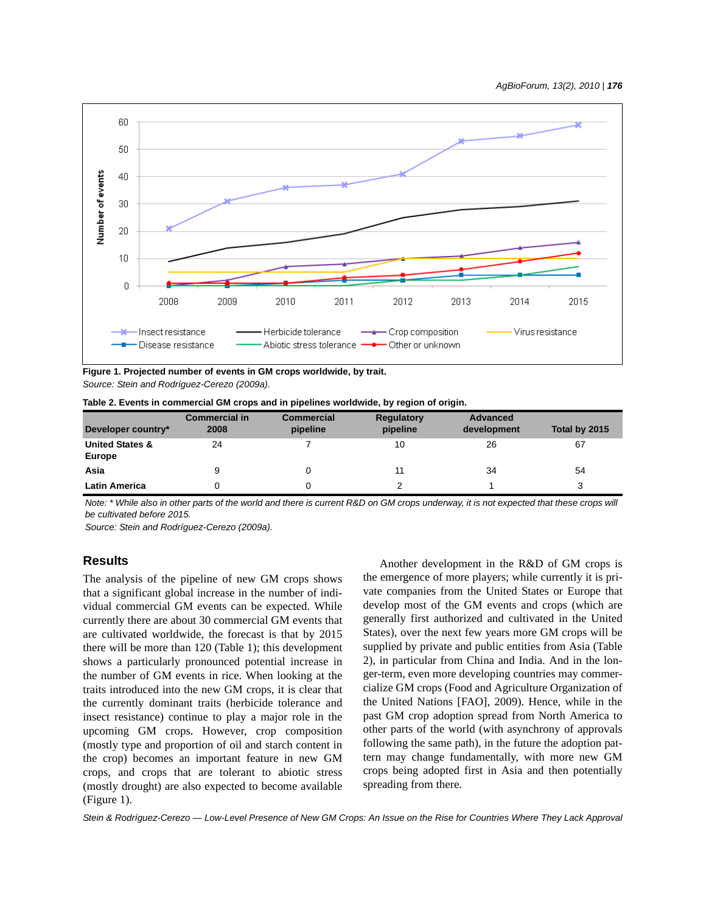Figure 1. Projected number of events in GM crops worldwide, by trait.

*Source: Stein and Rodríguez-Cerezo (2009a).*

**Table 2. Events in commercial GM crops and in pipelines worldwide, by region of origin.**

| Developer country* | Commercial in 2008 | Commercial pipeline | Regulatory pipeline | Advanced development | Total by 2015 |
|---|---|---|---|---|---|
| **United States & Europe** | 24 | 7 | 10 | 26 | 67 |
| **Asia** | 9 | 0 | 11 | 34 | 54 |
| **Latin America** | 0 | 0 | 2 | 1 | 3 |

*Note: * While also in other parts of the world and there is current R&D on GM crops underway, it is not expected that these crops will be cultivated before 2015.*

*Source: Stein and Rodríguez-Cerezo (2009a).*

## Results

The analysis of the pipeline of new GM crops shows that a significant global increase in the number of individual commercial GM events can be expected. While currently there are about 30 commercial GM events that are cultivated worldwide, the forecast is that by 2015 there will be more than 120 (Table 1); this development shows a particularly pronounced potential increase in the number of GM events in rice. When looking at the traits introduced into the new GM crops, it is clear that the currently dominant traits (herbicide tolerance and insect resistance) continue to play a major role in the upcoming GM crops. However, crop composition (mostly type and proportion of oil and starch content in the crop) becomes an important feature in new GM crops, and crops that are tolerant to abiotic stress (mostly drought) are also expected to become available (Figure 1).

Another development in the R&D of GM crops is the emergence of more players; while currently it is private companies from the United States or Europe that develop most of the GM events and crops (which are generally first authorized and cultivated in the United States), over the next few years more GM crops will be supplied by private and public entities from Asia (Table 2), in particular from China and India. And in the longer-term, even more developing countries may commercialize GM crops (Food and Agriculture Organization of the United Nations [FAO], 2009). Hence, while in the past GM crop adoption spread from North America to other parts of the world (with asynchrony of approvals following the same path), in the future the adoption pattern may change fundamentally, with more new GM crops being adopted first in Asia and then potentially spreading from there.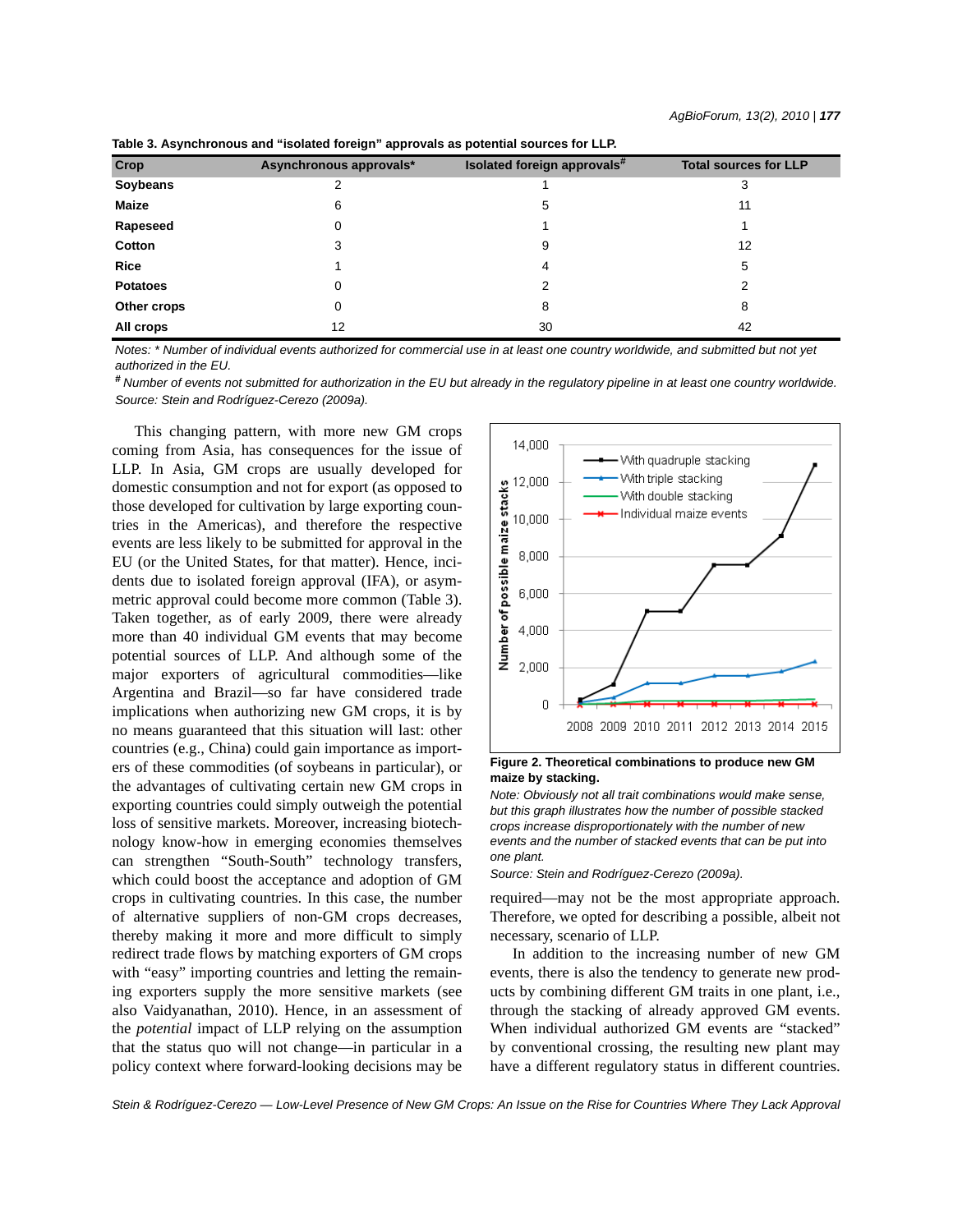**Table 3. Asynchronous and "isolated foreign" approvals as potential sources for LLP.**

| Crop | Asynchronous approvals* | Isolated foreign approvals# | Total sources for LLP |
|---|---|---|---|
| **Soybeans** | 2 | 1 | 3 |
| **Maize** | 6 | 5 | 11 |
| **Rapeseed** | 0 | 1 | 1 |
| **Cotton** | 3 | 9 | 12 |
| **Rice** | 1 | 4 | 5 |
| **Potatoes** | 0 | 2 | 2 |
| **Other crops** | 0 | 8 | 8 |
| **All crops** | 12 | 30 | 42 |

*Notes: * Number of individual events authorized for commercial use in at least one country worldwide, and submitted but not yet authorized in the EU.*

*# Number of events not submitted for authorization in the EU but already in the regulatory pipeline in at least one country worldwide.*

*Source: Stein and Rodríguez-Cerezo (2009a).*

This changing pattern, with more new GM crops coming from Asia, has consequences for the issue of LLP. In Asia, GM crops are usually developed for domestic consumption and not for export (as opposed to those developed for cultivation by large exporting countries in the Americas), and therefore the respective events are less likely to be submitted for approval in the EU (or the United States, for that matter). Hence, incidents due to isolated foreign approval (IFA), or asymmetric approval could become more common (Table 3). Taken together, as of early 2009, there were already more than 40 individual GM events that may become potential sources of LLP. And although some of the major exporters of agricultural commodities—like Argentina and Brazil—so far have considered trade implications when authorizing new GM crops, it is by no means guaranteed that this situation will last: other countries (e.g., China) could gain importance as importers of these commodities (of soybeans in particular), or the advantages of cultivating certain new GM crops in exporting countries could simply outweigh the potential loss of sensitive markets. Moreover, increasing biotechnology know-how in emerging economies themselves can strengthen "South-South" technology transfers, which could boost the acceptance and adoption of GM crops in cultivating countries. In this case, the number of alternative suppliers of non-GM crops decreases, thereby making it more and more difficult to simply redirect trade flows by matching exporters of GM crops with "easy" importing countries and letting the remaining exporters supply the more sensitive markets (see also Vaidyanathan, 2010). Hence, in an assessment of the *potential* impact of LLP relying on the assumption that the status quo will not change—in particular in a policy context where forward-looking decisions may be required—may not be the most appropriate approach. Therefore, we opted for describing a possible, albeit not necessary, scenario of LLP.

**Figure 2. Theoretical combinations to produce new GM maize by stacking.**

*Note: Obviously not all trait combinations would make sense, but this graph illustrates how the number of possible stacked crops increase disproportionately with the number of new events and the number of stacked events that can be put into one plant.*

*Source: Stein and Rodríguez-Cerezo (2009a).*

In addition to the increasing number of new GM events, there is also the tendency to generate new products by combining different GM traits in one plant, i.e., through the stacking of already approved GM events. When individual authorized GM events are "stacked" by conventional crossing, the resulting new plant may have a different regulatory status in different countries.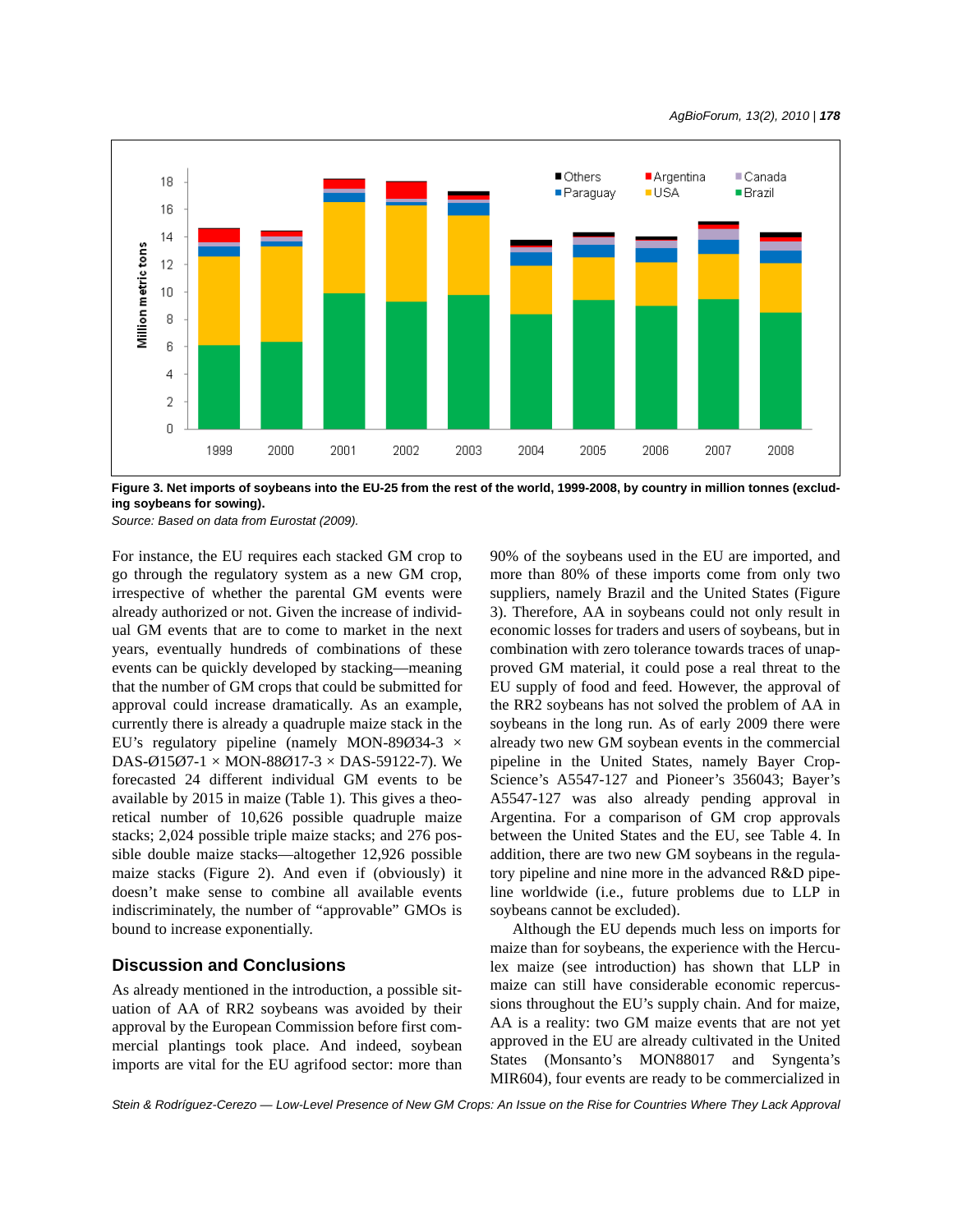Figure 3. Net imports of soybeans into the EU-25 from the rest of the world, 1999-2008, by country in million tonnes (excluding soybeans for sowing).

*Source: Based on data from Eurostat (2009).*

For instance, the EU requires each stacked GM crop to go through the regulatory system as a new GM crop, irrespective of whether the parental GM events were already authorized or not. Given the increase of individual GM events that are to come to market in the next years, eventually hundreds of combinations of these events can be quickly developed by stacking—meaning that the number of GM crops that could be submitted for approval could increase dramatically. As an example, currently there is already a quadruple maize stack in the EU's regulatory pipeline (namely MON-89Ø34-3 × DAS-Ø15Ø7-1 × MON-88Ø17-3 × DAS-59122-7). We forecasted 24 different individual GM events to be available by 2015 in maize (Table 1). This gives a theoretical number of 10,626 possible quadruple maize stacks; 2,024 possible triple maize stacks; and 276 possible double maize stacks—altogether 12,926 possible maize stacks (Figure 2). And even if (obviously) it doesn't make sense to combine all available events indiscriminately, the number of "approvable" GMOs is bound to increase exponentially.

## Discussion and Conclusions

As already mentioned in the introduction, a possible situation of AA of RR2 soybeans was avoided by their approval by the European Commission before first commercial plantings took place. And indeed, soybean imports are vital for the EU agrifood sector: more than 90% of the soybeans used in the EU are imported, and more than 80% of these imports come from only two suppliers, namely Brazil and the United States (Figure 3). Therefore, AA in soybeans could not only result in economic losses for traders and users of soybeans, but in combination with zero tolerance towards traces of unapproved GM material, it could pose a real threat to the EU supply of food and feed. However, the approval of the RR2 soybeans has not solved the problem of AA in soybeans in the long run. As of early 2009 there were already two new GM soybean events in the commercial pipeline in the United States, namely Bayer CropScience's A5547-127 and Pioneer's 356043; Bayer's A5547-127 was also already pending approval in Argentina. For a comparison of GM crop approvals between the United States and the EU, see Table 4. In addition, there are two new GM soybeans in the regulatory pipeline and nine more in the advanced R&D pipeline worldwide (i.e., future problems due to LLP in soybeans cannot be excluded).

Although the EU depends much less on imports for maize than for soybeans, the experience with the Herculex maize (see introduction) has shown that LLP in maize can still have considerable economic repercussions throughout the EU's supply chain. And for maize, AA is a reality: two GM maize events that are not yet approved in the EU are already cultivated in the United States (Monsanto's MON88017 and Syngenta's MIR604), four events are ready to be commercialized in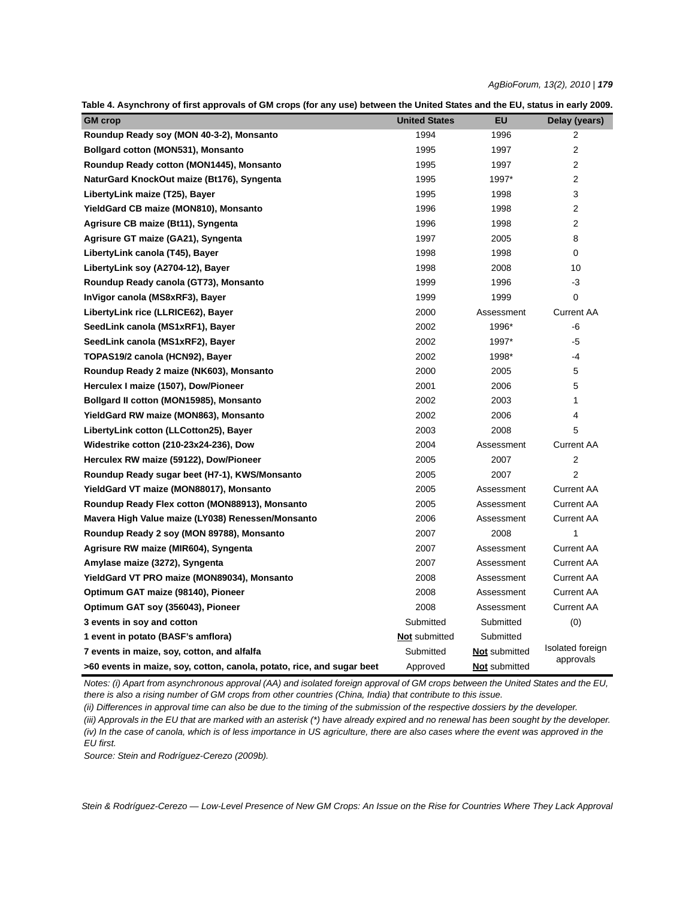**Table 4. Asynchrony of first approvals of GM crops (for any use) between the United States and the EU, status in early 2009.**

| GM crop | United States | EU | Delay (years) |
|---|---|---|---|
| **Roundup Ready soy (MON 40-3-2), Monsanto** | 1994 | 1996 | 2 |
| **Bollgard cotton (MON531), Monsanto** | 1995 | 1997 | 2 |
| **Roundup Ready cotton (MON1445), Monsanto** | 1995 | 1997 | 2 |
| **NaturGard KnockOut maize (Bt176), Syngenta** | 1995 | 1997* | 2 |
| **LibertyLink maize (T25), Bayer** | 1995 | 1998 | 3 |
| **YieldGard CB maize (MON810), Monsanto** | 1996 | 1998 | 2 |
| **Agrisure CB maize (Bt11), Syngenta** | 1996 | 1998 | 2 |
| **Agrisure GT maize (GA21), Syngenta** | 1997 | 2005 | 8 |
| **LibertyLink canola (T45), Bayer** | 1998 | 1998 | 0 |
| **LibertyLink soy (A2704-12), Bayer** | 1998 | 2008 | 10 |
| **Roundup Ready canola (GT73), Monsanto** | 1999 | 1996 | -3 |
| **InVigor canola (MS8xRF3), Bayer** | 1999 | 1999 | 0 |
| **LibertyLink rice (LLRICE62), Bayer** | 2000 | Assessment | Current AA |
| **SeedLink canola (MS1xRF1), Bayer** | 2002 | 1996* | -6 |
| **SeedLink canola (MS1xRF2), Bayer** | 2002 | 1997* | -5 |
| **TOPAS19/2 canola (HCN92), Bayer** | 2002 | 1998* | -4 |
| **Roundup Ready 2 maize (NK603), Monsanto** | 2000 | 2005 | 5 |
| **Herculex I maize (1507), Dow/Pioneer** | 2001 | 2006 | 5 |
| **Bollgard II cotton (MON15985), Monsanto** | 2002 | 2003 | 1 |
| **YieldGard RW maize (MON863), Monsanto** | 2002 | 2006 | 4 |
| **LibertyLink cotton (LLCotton25), Bayer** | 2003 | 2008 | 5 |
| **Widestrike cotton (210-23x24-236), Dow** | 2004 | Assessment | Current AA |
| **Herculex RW maize (59122), Dow/Pioneer** | 2005 | 2007 | 2 |
| **Roundup Ready sugar beet (H7-1), KWS/Monsanto** | 2005 | 2007 | 2 |
| **YieldGard VT maize (MON88017), Monsanto** | 2005 | Assessment | Current AA |
| **Roundup Ready Flex cotton (MON88913), Monsanto** | 2005 | Assessment | Current AA |
| **Mavera High Value maize (LY038) Renessen/Monsanto** | 2006 | Assessment | Current AA |
| **Roundup Ready 2 soy (MON 89788), Monsanto** | 2007 | 2008 | 1 |
| **Agrisure RW maize (MIR604), Syngenta** | 2007 | Assessment | Current AA |
| **Amylase maize (3272), Syngenta** | 2007 | Assessment | Current AA |
| **YieldGard VT PRO maize (MON89034), Monsanto** | 2008 | Assessment | Current AA |
| **Optimum GAT maize (98140), Pioneer** | 2008 | Assessment | Current AA |
| **Optimum GAT soy (356043), Pioneer** | 2008 | Assessment | Current AA |
| **3 events in soy and cotton** | Submitted | Submitted | (0) |
| **1 event in potato (BASF's amflora)** | **Not** submitted | Submitted | |
| **7 events in maize, soy, cotton, and alfalfa** | Submitted | **Not** submitted | Isolated foreign approvals |
| **>60 events in maize, soy, cotton, canola, potato, rice, and sugar beet** | Approved | **Not** submitted | |

*Notes: (i) Apart from asynchronous approval (AA) and isolated foreign approval of GM crops between the United States and the EU, there is also a rising number of GM crops from other countries (China, India) that contribute to this issue.*

*(ii) Differences in approval time can also be due to the timing of the submission of the respective dossiers by the developer.*

*(iii) Approvals in the EU that are marked with an asterisk (*) have already expired and no renewal has been sought by the developer.*

*(iv) In the case of canola, which is of less importance in US agriculture, there are also cases where the event was approved in the EU first.*

*Source: Stein and Rodríguez-Cerezo (2009b).*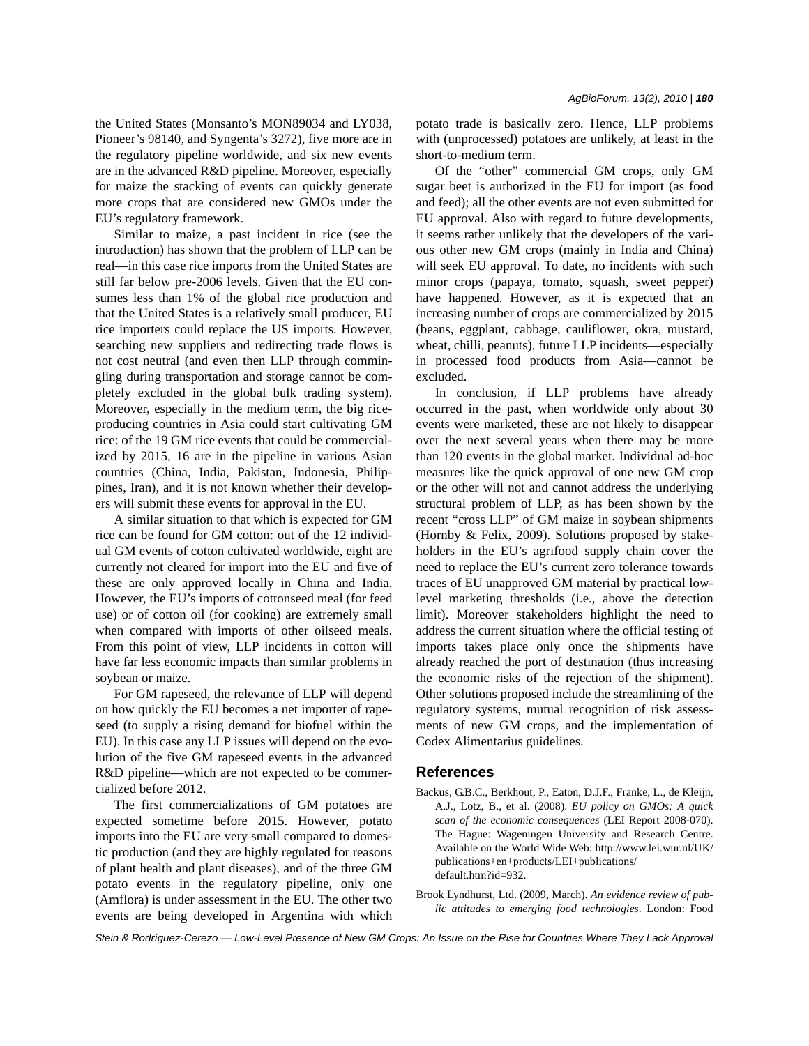the United States (Monsanto's MON89034 and LY038, Pioneer's 98140, and Syngenta's 3272), five more are in the regulatory pipeline worldwide, and six new events are in the advanced R&D pipeline. Moreover, especially for maize the stacking of events can quickly generate more crops that are considered new GMOs under the EU's regulatory framework.

Similar to maize, a past incident in rice (see the introduction) has shown that the problem of LLP can be real—in this case rice imports from the United States are still far below pre-2006 levels. Given that the EU consumes less than 1% of the global rice production and that the United States is a relatively small producer, EU rice importers could replace the US imports. However, searching new suppliers and redirecting trade flows is not cost neutral (and even then LLP through commingling during transportation and storage cannot be completely excluded in the global bulk trading system). Moreover, especially in the medium term, the big rice-producing countries in Asia could start cultivating GM rice: of the 19 GM rice events that could be commercialized by 2015, 16 are in the pipeline in various Asian countries (China, India, Pakistan, Indonesia, Philippines, Iran), and it is not known whether their developers will submit these events for approval in the EU.

A similar situation to that which is expected for GM rice can be found for GM cotton: out of the 12 individual GM events of cotton cultivated worldwide, eight are currently not cleared for import into the EU and five of these are only approved locally in China and India. However, the EU's imports of cottonseed meal (for feed use) or of cotton oil (for cooking) are extremely small when compared with imports of other oilseed meals. From this point of view, LLP incidents in cotton will have far less economic impacts than similar problems in soybean or maize.

For GM rapeseed, the relevance of LLP will depend on how quickly the EU becomes a net importer of rapeseed (to supply a rising demand for biofuel within the EU). In this case any LLP issues will depend on the evolution of the five GM rapeseed events in the advanced R&D pipeline—which are not expected to be commercialized before 2012.

The first commercializations of GM potatoes are expected sometime before 2015. However, potato imports into the EU are very small compared to domestic production (and they are highly regulated for reasons of plant health and plant diseases), and of the three GM potato events in the regulatory pipeline, only one (Amflora) is under assessment in the EU. The other two events are being developed in Argentina with which potato trade is basically zero. Hence, LLP problems with (unprocessed) potatoes are unlikely, at least in the short-to-medium term.

Of the "other" commercial GM crops, only GM sugar beet is authorized in the EU for import (as food and feed); all the other events are not even submitted for EU approval. Also with regard to future developments, it seems rather unlikely that the developers of the various other new GM crops (mainly in India and China) will seek EU approval. To date, no incidents with such minor crops (papaya, tomato, squash, sweet pepper) have happened. However, as it is expected that an increasing number of crops are commercialized by 2015 (beans, eggplant, cabbage, cauliflower, okra, mustard, wheat, chilli, peanuts), future LLP incidents—especially in processed food products from Asia—cannot be excluded.

In conclusion, if LLP problems have already occurred in the past, when worldwide only about 30 events were marketed, these are not likely to disappear over the next several years when there may be more than 120 events in the global market. Individual ad-hoc measures like the quick approval of one new GM crop or the other will not and cannot address the underlying structural problem of LLP, as has been shown by the recent "cross LLP" of GM maize in soybean shipments (Hornby & Felix, 2009). Solutions proposed by stakeholders in the EU's agrifood supply chain cover the need to replace the EU's current zero tolerance towards traces of EU unapproved GM material by practical low-level marketing thresholds (i.e., above the detection limit). Moreover stakeholders highlight the need to address the current situation where the official testing of imports takes place only once the shipments have already reached the port of destination (thus increasing the economic risks of the rejection of the shipment). Other solutions proposed include the streamlining of the regulatory systems, mutual recognition of risk assessments of new GM crops, and the implementation of Codex Alimentarius guidelines.

## References

Backus, G.B.C., Berkhout, P., Eaton, D.J.F., Franke, L., de Kleijn, A.J., Lotz, B., et al. (2008). *EU policy on GMOs: A quick scan of the economic consequences* (LEI Report 2008-070). The Hague: Wageningen University and Research Centre. Available on the World Wide Web: http://www.lei.wur.nl/UK/publications+en+products/LEI+publications/default.htm?id=932.

Brook Lyndhurst, Ltd. (2009, March). *An evidence review of public attitudes to emerging food technologies*. London: Food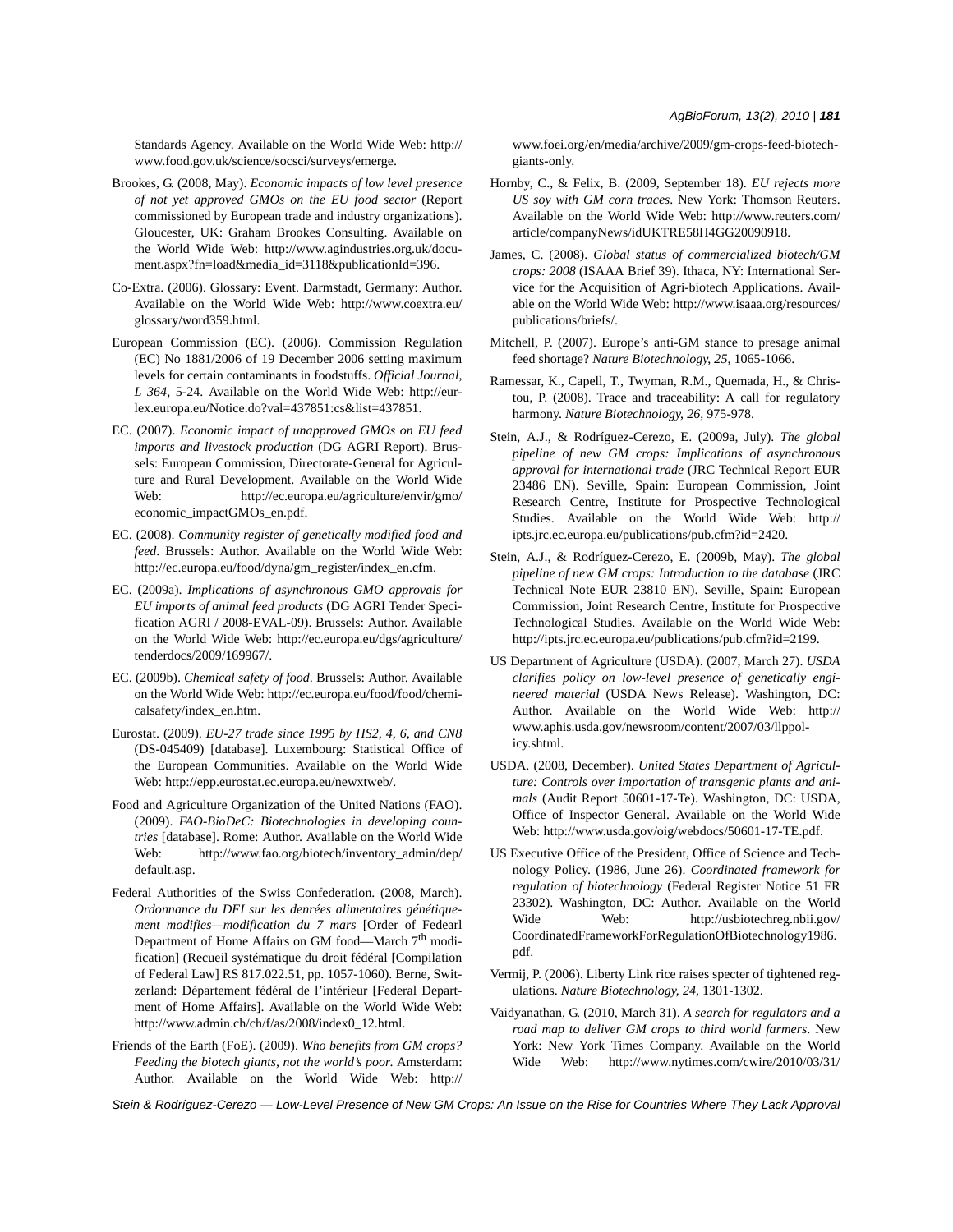Standards Agency. Available on the World Wide Web: http://www.food.gov.uk/science/socsci/surveys/emerge.

Brookes, G. (2008, May). *Economic impacts of low level presence of not yet approved GMOs on the EU food sector* (Report commissioned by European trade and industry organizations). Gloucester, UK: Graham Brookes Consulting. Available on the World Wide Web: http://www.agindustries.org.uk/document.aspx?fn=load&media_id=3118&publicationId=396.

Co-Extra. (2006). Glossary: Event. Darmstadt, Germany: Author. Available on the World Wide Web: http://www.coextra.eu/glossary/word359.html.

European Commission (EC). (2006). Commission Regulation (EC) No 1881/2006 of 19 December 2006 setting maximum levels for certain contaminants in foodstuffs. *Official Journal, L 364*, 5-24. Available on the World Wide Web: http://eur-lex.europa.eu/Notice.do?val=437851:cs&list=437851.

EC. (2007). *Economic impact of unapproved GMOs on EU feed imports and livestock production* (DG AGRI Report). Brussels: European Commission, Directorate-General for Agriculture and Rural Development. Available on the World Wide Web: http://ec.europa.eu/agriculture/envir/gmo/economic_impactGMOs_en.pdf.

EC. (2008). *Community register of genetically modified food and feed*. Brussels: Author. Available on the World Wide Web: http://ec.europa.eu/food/dyna/gm_register/index_en.cfm.

EC. (2009a). *Implications of asynchronous GMO approvals for EU imports of animal feed products* (DG AGRI Tender Specification AGRI / 2008-EVAL-09). Brussels: Author. Available on the World Wide Web: http://ec.europa.eu/dgs/agriculture/tenderdocs/2009/169967/.

EC. (2009b). *Chemical safety of food*. Brussels: Author. Available on the World Wide Web: http://ec.europa.eu/food/food/chemicalsafety/index_en.htm.

Eurostat. (2009). *EU-27 trade since 1995 by HS2, 4, 6, and CN8* (DS-045409) [database]. Luxembourg: Statistical Office of the European Communities. Available on the World Wide Web: http://epp.eurostat.ec.europa.eu/newxtweb/.

Food and Agriculture Organization of the United Nations (FAO). (2009). *FAO-BioDeC: Biotechnologies in developing countries* [database]. Rome: Author. Available on the World Wide Web: http://www.fao.org/biotech/inventory_admin/dep/default.asp.

Federal Authorities of the Swiss Confederation. (2008, March). *Ordonnance du DFI sur les denrées alimentaires génétiquement modifies—modification du 7 mars* [Order of Fedearl Department of Home Affairs on GM food—March 7th modification] (Recueil systématique du droit fédéral [Compilation of Federal Law] RS 817.022.51, pp. 1057-1060). Berne, Switzerland: Département fédéral de l'intérieur [Federal Department of Home Affairs]. Available on the World Wide Web: http://www.admin.ch/ch/f/as/2008/index0_12.html.

Friends of the Earth (FoE). (2009). *Who benefits from GM crops? Feeding the biotech giants, not the world's poor.* Amsterdam: Author. Available on the World Wide Web: http://www.foei.org/en/media/archive/2009/gm-crops-feed-biotech-giants-only.

Hornby, C., & Felix, B. (2009, September 18). *EU rejects more US soy with GM corn traces*. New York: Thomson Reuters. Available on the World Wide Web: http://www.reuters.com/article/companyNews/idUKTRE58H4GG20090918.

James, C. (2008). *Global status of commercialized biotech/GM crops: 2008* (ISAAA Brief 39). Ithaca, NY: International Service for the Acquisition of Agri-biotech Applications. Available on the World Wide Web: http://www.isaaa.org/resources/publications/briefs/.

Mitchell, P. (2007). Europe's anti-GM stance to presage animal feed shortage? *Nature Biotechnology, 25*, 1065-1066.

Ramessar, K., Capell, T., Twyman, R.M., Quemada, H., & Christou, P. (2008). Trace and traceability: A call for regulatory harmony. *Nature Biotechnology, 26*, 975-978.

Stein, A.J., & Rodríguez-Cerezo, E. (2009a, July). *The global pipeline of new GM crops: Implications of asynchronous approval for international trade* (JRC Technical Report EUR 23486 EN). Seville, Spain: European Commission, Joint Research Centre, Institute for Prospective Technological Studies. Available on the World Wide Web: http://ipts.jrc.ec.europa.eu/publications/pub.cfm?id=2420.

Stein, A.J., & Rodríguez-Cerezo, E. (2009b, May). *The global pipeline of new GM crops: Introduction to the database* (JRC Technical Note EUR 23810 EN). Seville, Spain: European Commission, Joint Research Centre, Institute for Prospective Technological Studies. Available on the World Wide Web: http://ipts.jrc.ec.europa.eu/publications/pub.cfm?id=2199.

US Department of Agriculture (USDA). (2007, March 27). *USDA clarifies policy on low-level presence of genetically engineered material* (USDA News Release). Washington, DC: Author. Available on the World Wide Web: http://www.aphis.usda.gov/newsroom/content/2007/03/llppolicy.shtml.

USDA. (2008, December). *United States Department of Agriculture: Controls over importation of transgenic plants and animals* (Audit Report 50601-17-Te). Washington, DC: USDA, Office of Inspector General. Available on the World Wide Web: http://www.usda.gov/oig/webdocs/50601-17-TE.pdf.

US Executive Office of the President, Office of Science and Technology Policy. (1986, June 26). *Coordinated framework for regulation of biotechnology* (Federal Register Notice 51 FR 23302). Washington, DC: Author. Available on the World Wide Web: http://usbiotechreg.nbii.gov/CoordinatedFrameworkForRegulationOfBiotechnology1986.pdf.

Vermij, P. (2006). Liberty Link rice raises specter of tightened regulations. *Nature Biotechnology, 24*, 1301-1302.

Vaidyanathan, G. (2010, March 31). *A search for regulators and a road map to deliver GM crops to third world farmers*. New York: New York Times Company. Available on the World Wide Web: http://www.nytimes.com/cwire/2010/03/31/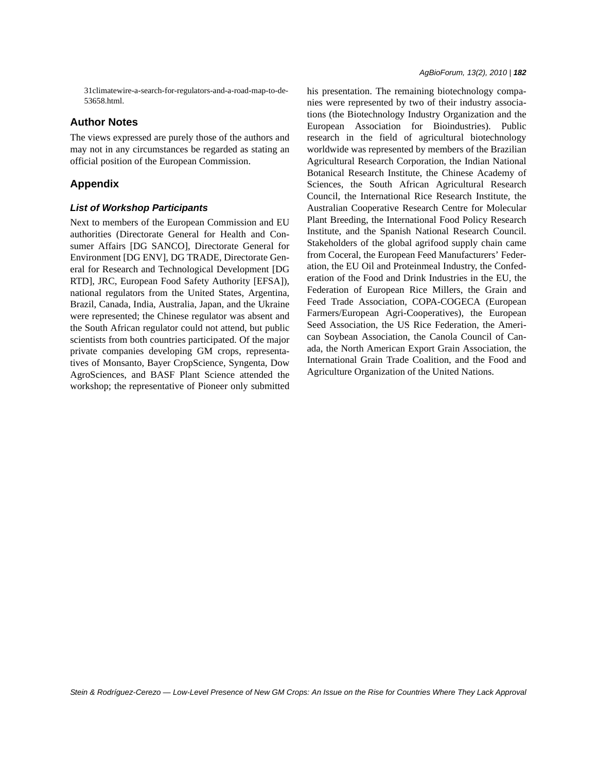31climatewire-a-search-for-regulators-and-a-road-map-to-de-53658.html.

## Author Notes

The views expressed are purely those of the authors and may not in any circumstances be regarded as stating an official position of the European Commission.

## Appendix

### *List of Workshop Participants*

Next to members of the European Commission and EU authorities (Directorate General for Health and Consumer Affairs [DG SANCO], Directorate General for Environment [DG ENV], DG TRADE, Directorate General for Research and Technological Development [DG RTD], JRC, European Food Safety Authority [EFSA]), national regulators from the United States, Argentina, Brazil, Canada, India, Australia, Japan, and the Ukraine were represented; the Chinese regulator was absent and the South African regulator could not attend, but public scientists from both countries participated. Of the major private companies developing GM crops, representatives of Monsanto, Bayer CropScience, Syngenta, Dow AgroSciences, and BASF Plant Science attended the workshop; the representative of Pioneer only submitted his presentation. The remaining biotechnology companies were represented by two of their industry associations (the Biotechnology Industry Organization and the European Association for Bioindustries). Public research in the field of agricultural biotechnology worldwide was represented by members of the Brazilian Agricultural Research Corporation, the Indian National Botanical Research Institute, the Chinese Academy of Sciences, the South African Agricultural Research Council, the International Rice Research Institute, the Australian Cooperative Research Centre for Molecular Plant Breeding, the International Food Policy Research Institute, and the Spanish National Research Council. Stakeholders of the global agrifood supply chain came from Coceral, the European Feed Manufacturers' Federation, the EU Oil and Proteinmeal Industry, the Confederation of the Food and Drink Industries in the EU, the Federation of European Rice Millers, the Grain and Feed Trade Association, COPA-COGECA (European Farmers/European Agri-Cooperatives), the European Seed Association, the US Rice Federation, the American Soybean Association, the Canola Council of Canada, the North American Export Grain Association, the International Grain Trade Coalition, and the Food and Agriculture Organization of the United Nations.